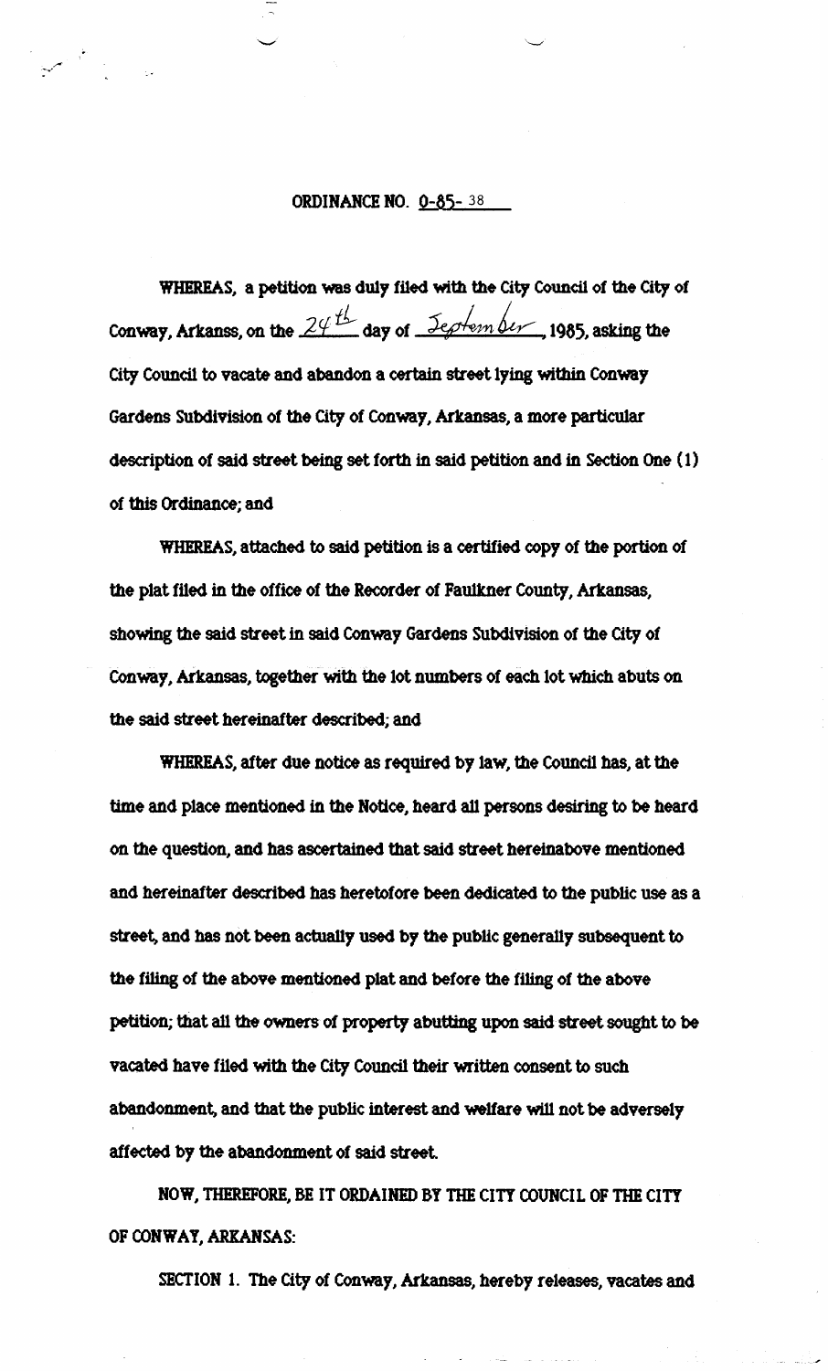## ORDINANCE NO. 0-85- 38

WHEREAS, a petition was duly filed with the City Council of the City of Conway, Arkanss, on the 24th day of September, 1985, asking the City Council to vacate and abandon a certain street lying within Conway Gardens Subdivision of the City of Conway, Arkansas, a more particular description of said street being set forth in said petition and in Section One (1) of this Ordinance; and

WHEREAS, attached to said petition is a certified copy of the portion of the plat filed in the office of the Recorder of Faulkner County, Arkansas, showing the said street in said Conway Gardens Subdivision of the City of Conway, Arkansas, together with the lot numbers of each lot which abuts on the said street hereinafter described; and

WHEREAS, after due notice as required by law, the Council has, at the time and place mentioned in the Notice, heard all persons desiring to be heard on the question, and has ascertained that said street hereinabove mentioned and hereinafter described has heretofore been dedicated to the public use as a street, and has not been actually used by the public generally subsequent to the filing of the above mentioned plat and before the filing of the above petition; that all the owners of property abutting upon said street sought to be vacated have filed with the City Council their written consent to such abandonment, and that the public interest and welfare will not be adversely affected by the abandonment of said street.

NOW, THEREFORE, BE IT ORDAINED BY THE CITY COUNCIL OF THE CITY OF CONWAY, ARKANSAS:

SECTION 1. The City of Conway, Arkansas, hereby releases, vacates and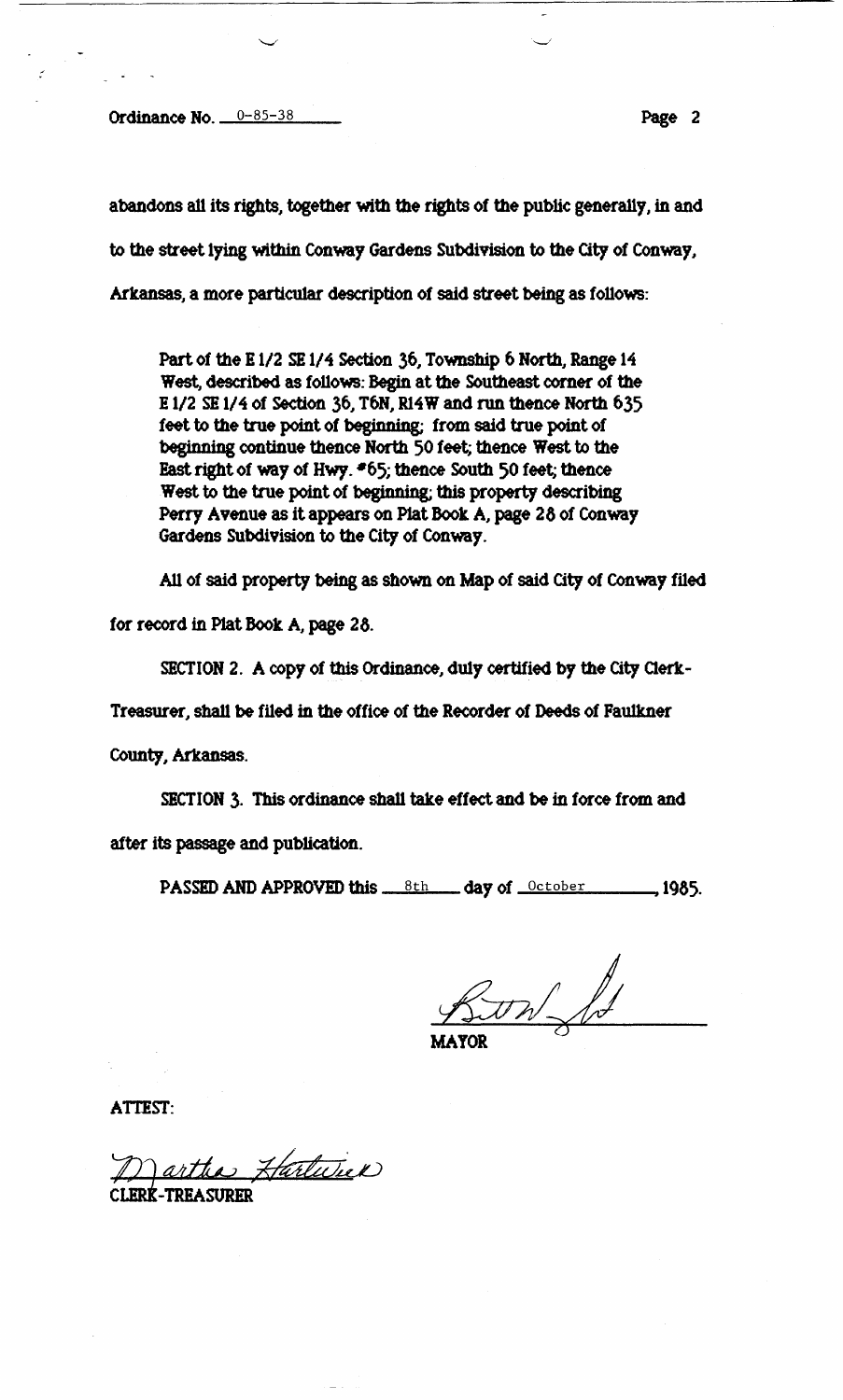Ordinance No. 0-85-38

abandons all its rights, together with the rights of the public generally, in and to the street lying within Conway Gardens Subdivision to the City of Conway, Arkansas, a more particular description of said street being as follows:

> Part of the E 1/2 SE 1/4 Section 36, Township 6 North, Range 14 West, described as follows: Begin at the Southeast corner of the E 1/2 SE 1/4 of Section 36, T6N, R14W and run thence North 635 feet to the true point of beginning; from said true point of beginning continue thence North 50 feet; thence West to the East right of way of Hwy. #65; thence South 50 feet; thence West to the true point of beginning; this property describing Perry Avenue as it appears on Plat Book A, page 28 of Conway Gardens Subdivision to the City of Conway.

All of said property being as shown on Map of said City of Conway filed for record in Plat Book A, page 28.

SECTION 2. A copy of this Ordinance, duly certified by the City Clerk-Treasurer, shall be filed in the office of the Recorder of Deeds of Faulkner County, Arkansas.

SECTION 3. This ordinance shall take effect and be in force from and after its passage and publication.

PASSED AND APPROVED this 8th day of October, 1985.

MAYOR

ATTEST:

Martha Hartwick
CLERK-TREASURER